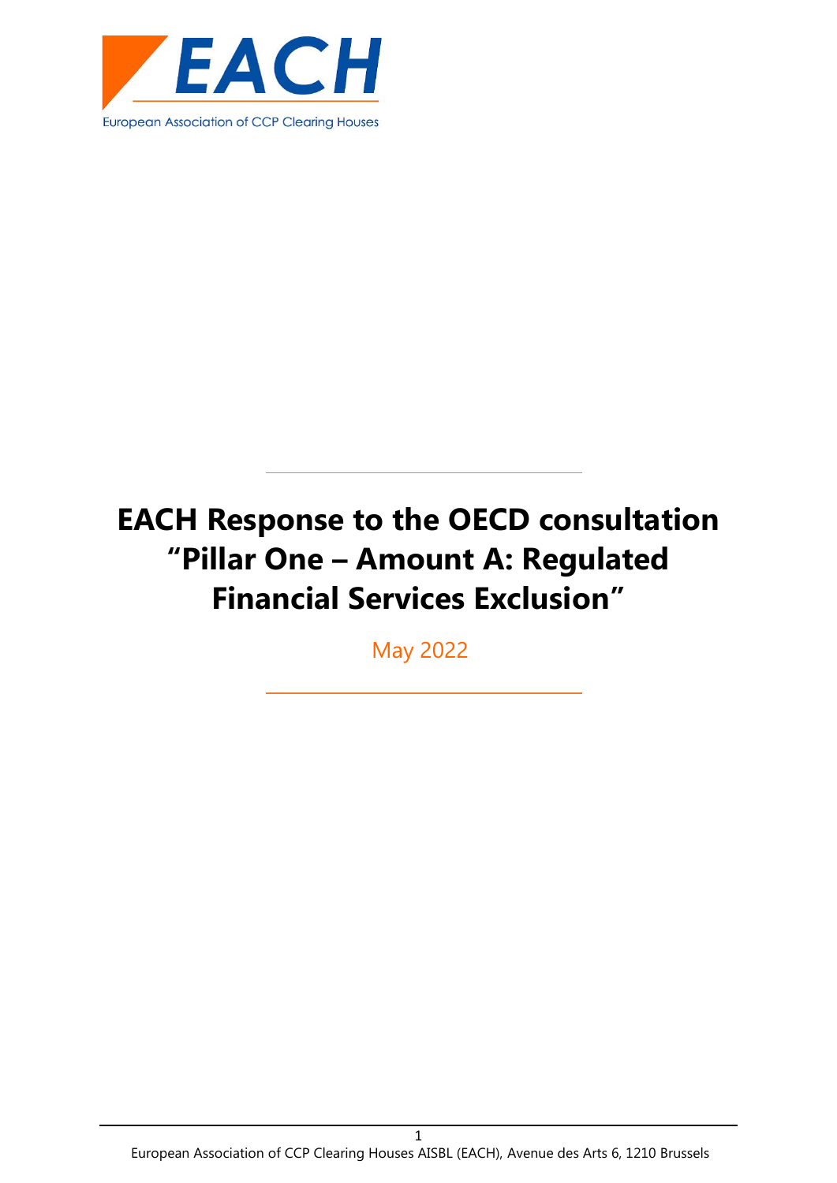EACH

European Association of CCP Clearing Houses

# EACH Response to the OECD consultation "Pillar One – Amount A: Regulated Financial Services Exclusion"

May 2022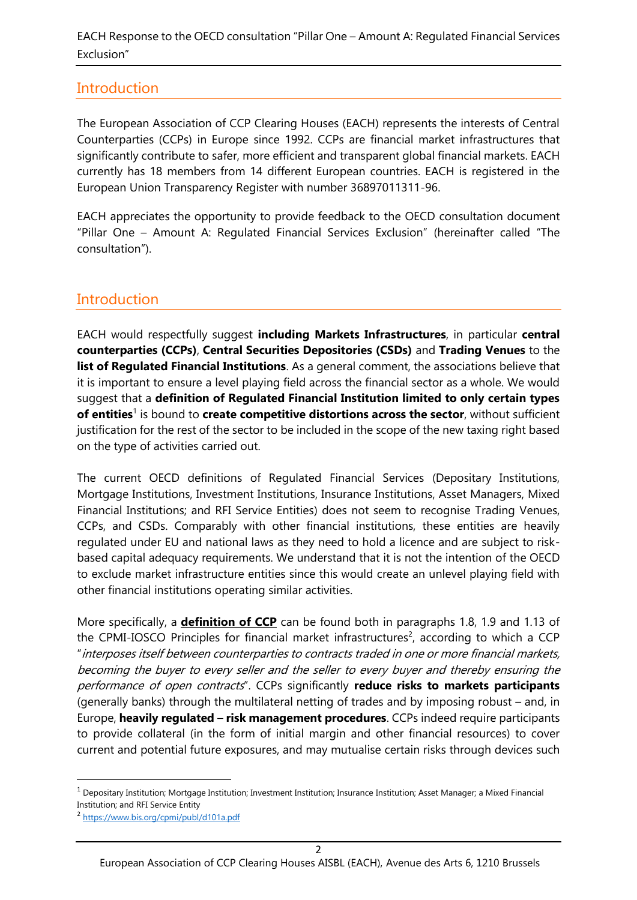## Introduction

The European Association of CCP Clearing Houses (EACH) represents the interests of Central Counterparties (CCPs) in Europe since 1992. CCPs are financial market infrastructures that significantly contribute to safer, more efficient and transparent global financial markets. EACH currently has 18 members from 14 different European countries. EACH is registered in the European Union Transparency Register with number 36897011311-96.

EACH appreciates the opportunity to provide feedback to the OECD consultation document "Pillar One – Amount A: Regulated Financial Services Exclusion" (hereinafter called "The consultation").

## Introduction

EACH would respectfully suggest **including Markets Infrastructures**, in particular **central counterparties (CCPs)**, **Central Securities Depositories (CSDs)** and **Trading Venues** to the **list of Regulated Financial Institutions**. As a general comment, the associations believe that it is important to ensure a level playing field across the financial sector as a whole. We would suggest that a **definition of Regulated Financial Institution limited to only certain types of entities**[1] is bound to **create competitive distortions across the sector**, without sufficient justification for the rest of the sector to be included in the scope of the new taxing right based on the type of activities carried out.

The current OECD definitions of Regulated Financial Services (Depositary Institutions, Mortgage Institutions, Investment Institutions, Insurance Institutions, Asset Managers, Mixed Financial Institutions; and RFI Service Entities) does not seem to recognise Trading Venues, CCPs, and CSDs. Comparably with other financial institutions, these entities are heavily regulated under EU and national laws as they need to hold a licence and are subject to risk-based capital adequacy requirements. We understand that it is not the intention of the OECD to exclude market infrastructure entities since this would create an unlevel playing field with other financial institutions operating similar activities.

More specifically, a **definition of CCP** can be found both in paragraphs 1.8, 1.9 and 1.13 of the CPMI-IOSCO Principles for financial market infrastructures[2], according to which a CCP "*interposes itself between counterparties to contracts traded in one or more financial markets, becoming the buyer to every seller and the seller to every buyer and thereby ensuring the performance of open contracts*". CCPs significantly **reduce risks to markets participants** (generally banks) through the multilateral netting of trades and by imposing robust – and, in Europe, **heavily regulated** – **risk management procedures**. CCPs indeed require participants to provide collateral (in the form of initial margin and other financial resources) to cover current and potential future exposures, and may mutualise certain risks through devices such

---

[1] Depositary Institution; Mortgage Institution; Investment Institution; Insurance Institution; Asset Manager; a Mixed Financial Institution; and RFI Service Entity

[2] https://www.bis.org/cpmi/publ/d101a.pdf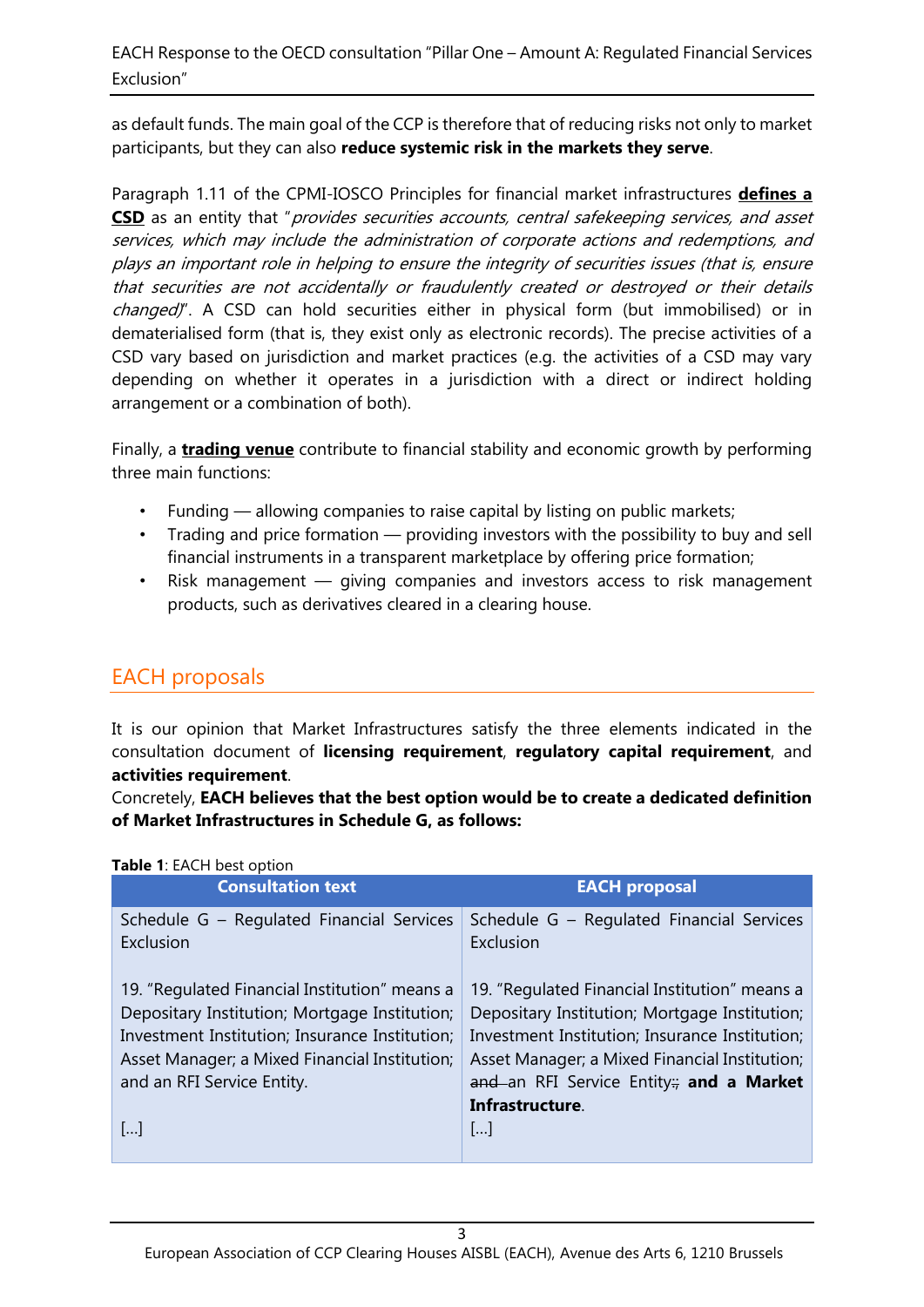as default funds. The main goal of the CCP is therefore that of reducing risks not only to market participants, but they can also **reduce systemic risk in the markets they serve**.

Paragraph 1.11 of the CPMI-IOSCO Principles for financial market infrastructures **defines a CSD** as an entity that "*provides securities accounts, central safekeeping services, and asset services, which may include the administration of corporate actions and redemptions, and plays an important role in helping to ensure the integrity of securities issues (that is, ensure that securities are not accidentally or fraudulently created or destroyed or their details changed)*". A CSD can hold securities either in physical form (but immobilised) or in dematerialised form (that is, they exist only as electronic records). The precise activities of a CSD vary based on jurisdiction and market practices (e.g. the activities of a CSD may vary depending on whether it operates in a jurisdiction with a direct or indirect holding arrangement or a combination of both).

Finally, a **trading venue** contribute to financial stability and economic growth by performing three main functions:

- Funding — allowing companies to raise capital by listing on public markets;
- Trading and price formation — providing investors with the possibility to buy and sell financial instruments in a transparent marketplace by offering price formation;
- Risk management — giving companies and investors access to risk management products, such as derivatives cleared in a clearing house.

## EACH proposals

It is our opinion that Market Infrastructures satisfy the three elements indicated in the consultation document of **licensing requirement**, **regulatory capital requirement**, and **activities requirement**.
Concretely, **EACH believes that the best option would be to create a dedicated definition of Market Infrastructures in Schedule G, as follows:**

**Table 1**: EACH best option

| Consultation text | EACH proposal |
|---|---|
| Schedule G – Regulated Financial Services Exclusion<br><br>19. "Regulated Financial Institution" means a Depositary Institution; Mortgage Institution; Investment Institution; Insurance Institution; Asset Manager; a Mixed Financial Institution; and an RFI Service Entity.<br><br>[...] | Schedule G – Regulated Financial Services Exclusion<br><br>19. "Regulated Financial Institution" means a Depositary Institution; Mortgage Institution; Investment Institution; Insurance Institution; Asset Manager; a Mixed Financial Institution; ~~and~~ an RFI Service Entity~~.~~; **and a Market Infrastructure**.<br>[...] |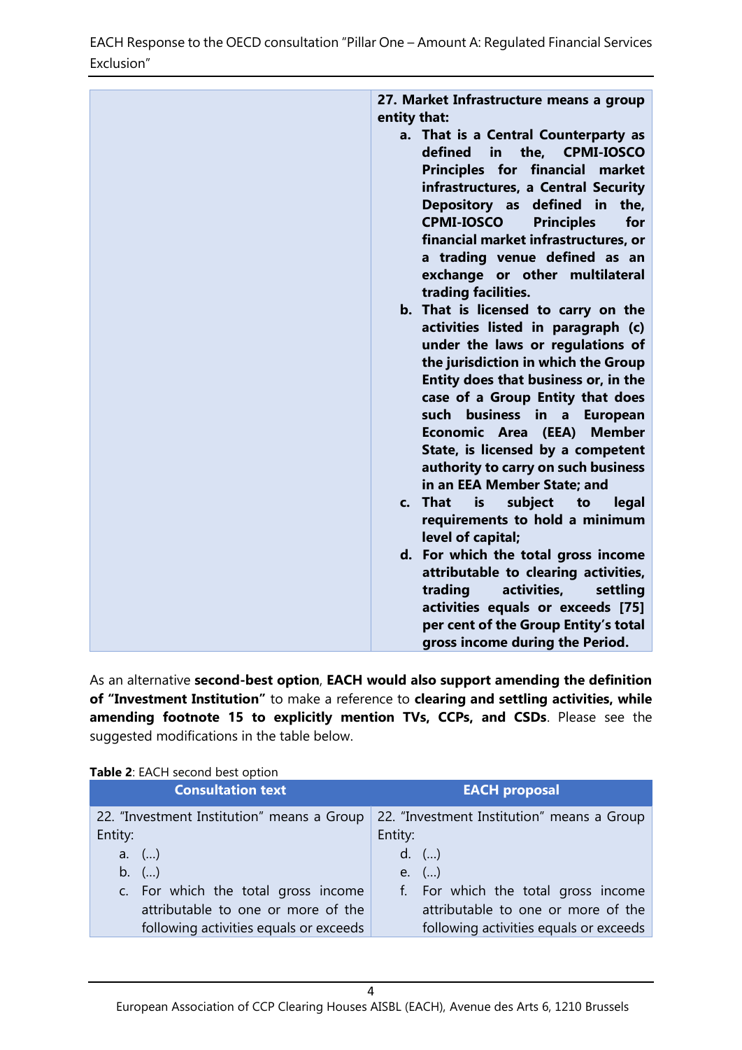| | **27. Market Infrastructure means a group entity that:**<br>**a. That is a Central Counterparty as defined in the, CPMI-IOSCO Principles for financial market infrastructures, a Central Security Depository as defined in the, CPMI-IOSCO Principles for financial market infrastructures, or a trading venue defined as an exchange or other multilateral trading facilities.**<br>**b. That is licensed to carry on the activities listed in paragraph (c) under the laws or regulations of the jurisdiction in which the Group Entity does that business or, in the case of a Group Entity that does such business in a European Economic Area (EEA) Member State, is licensed by a competent authority to carry on such business in an EEA Member State; and**<br>**c. That is subject to legal requirements to hold a minimum level of capital;**<br>**d. For which the total gross income attributable to clearing activities, trading activities, settling activities equals or exceeds [75] per cent of the Group Entity's total gross income during the Period.** |
|---|---|

As an alternative **second-best option**, **EACH would also support amending the definition of "Investment Institution"** to make a reference to **clearing and settling activities, while amending footnote 15 to explicitly mention TVs, CCPs, and CSDs**. Please see the suggested modifications in the table below.

**Table 2**: EACH second best option

| Consultation text | EACH proposal |
|---|---|
| 22. "Investment Institution" means a Group Entity:<br>a. (…)<br>b. (…)<br>c. For which the total gross income attributable to one or more of the following activities equals or exceeds | 22. "Investment Institution" means a Group Entity:<br>d. (…)<br>e. (…)<br>f. For which the total gross income attributable to one or more of the following activities equals or exceeds |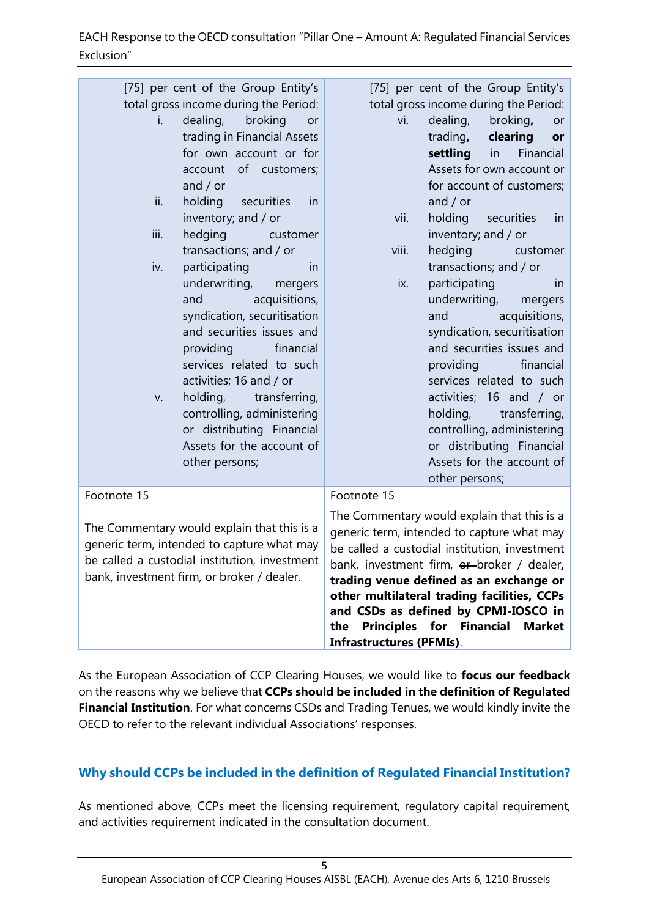| | |
|---|---|
| [75] per cent of the Group Entity's total gross income during the Period:<br>i. dealing, broking or trading in Financial Assets for own account or for account of customers; and / or<br>ii. holding securities in inventory; and / or<br>iii. hedging customer transactions; and / or<br>iv. participating in underwriting, mergers and acquisitions, syndication, securitisation and securities issues and providing financial services related to such activities; 16 and / or<br>v. holding, transferring, controlling, administering or distributing Financial Assets for the account of other persons; | [75] per cent of the Group Entity's total gross income during the Period:<br>vi. dealing, broking**,** ~~or~~ trading**, clearing or settling** in Financial Assets for own account or for account of customers; and / or<br>vii. holding securities in inventory; and / or<br>viii. hedging customer transactions; and / or<br>ix. participating in underwriting, mergers and acquisitions, syndication, securitisation and securities issues and providing financial services related to such activities; 16 and / or holding, transferring, controlling, administering or distributing Financial Assets for the account of other persons; |
| Footnote 15<br><br>The Commentary would explain that this is a generic term, intended to capture what may be called a custodial institution, investment bank, investment firm, or broker / dealer. | Footnote 15<br><br>The Commentary would explain that this is a generic term, intended to capture what may be called a custodial institution, investment bank, investment firm, ~~or~~ broker / dealer**, trading venue defined as an exchange or other multilateral trading facilities, CCPs and CSDs as defined by CPMI-IOSCO in the Principles for Financial Market Infrastructures (PFMIs)**. |

As the European Association of CCP Clearing Houses, we would like to **focus our feedback** on the reasons why we believe that **CCPs should be included in the definition of Regulated Financial Institution**. For what concerns CSDs and Trading Tenues, we would kindly invite the OECD to refer to the relevant individual Associations' responses.

## Why should CCPs be included in the definition of Regulated Financial Institution?

As mentioned above, CCPs meet the licensing requirement, regulatory capital requirement, and activities requirement indicated in the consultation document.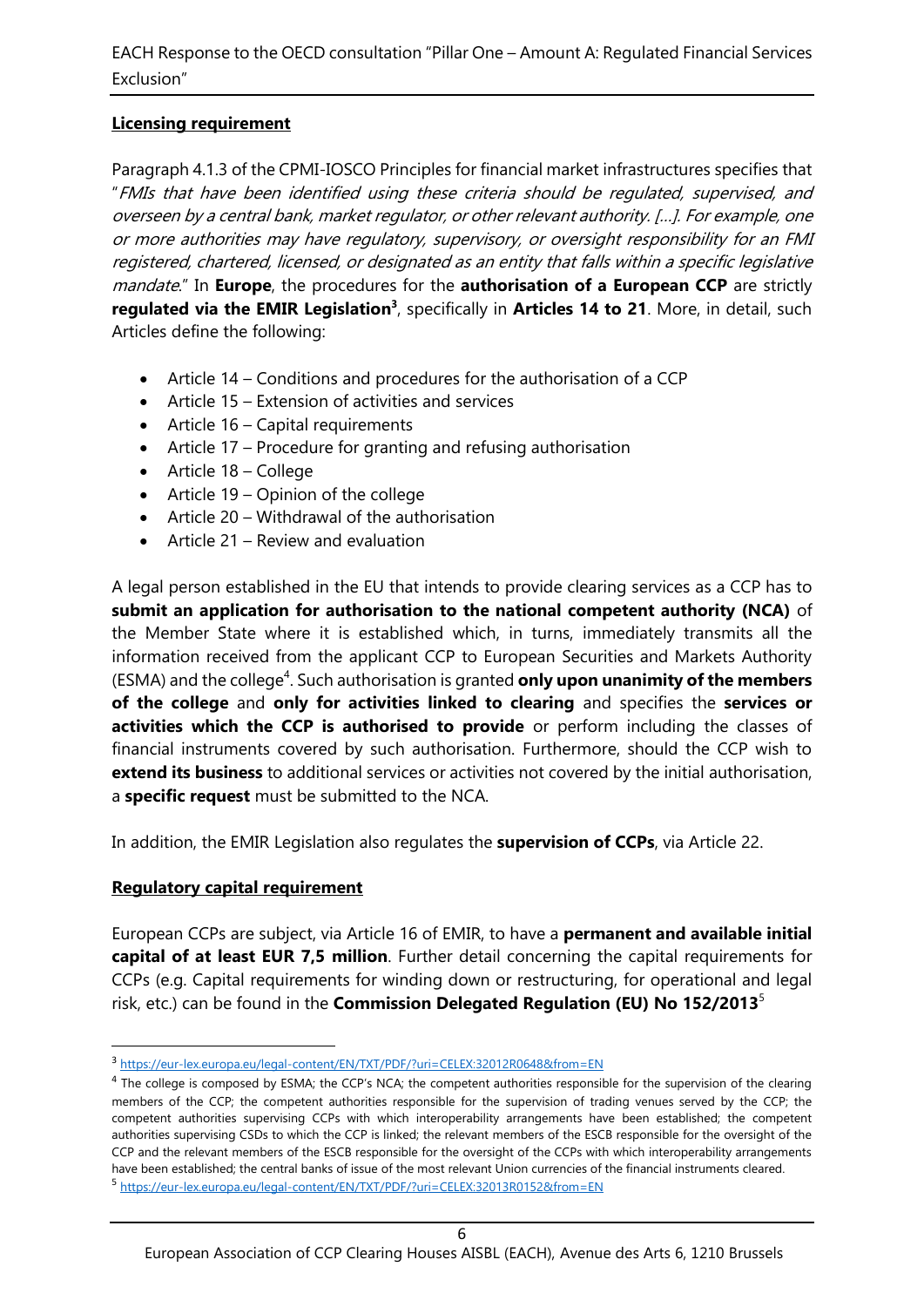**Licensing requirement**

Paragraph 4.1.3 of the CPMI-IOSCO Principles for financial market infrastructures specifies that "*FMIs that have been identified using these criteria should be regulated, supervised, and overseen by a central bank, market regulator, or other relevant authority. [...]. For example, one or more authorities may have regulatory, supervisory, or oversight responsibility for an FMI registered, chartered, licensed, or designated as an entity that falls within a specific legislative mandate*." In **Europe**, the procedures for the **authorisation of a European CCP** are strictly **regulated via the EMIR Legislation**[3], specifically in **Articles 14 to 21**. More, in detail, such Articles define the following:

- Article 14 – Conditions and procedures for the authorisation of a CCP
- Article 15 – Extension of activities and services
- Article 16 – Capital requirements
- Article 17 – Procedure for granting and refusing authorisation
- Article 18 – College
- Article 19 – Opinion of the college
- Article 20 – Withdrawal of the authorisation
- Article 21 – Review and evaluation

A legal person established in the EU that intends to provide clearing services as a CCP has to **submit an application for authorisation to the national competent authority (NCA)** of the Member State where it is established which, in turns, immediately transmits all the information received from the applicant CCP to European Securities and Markets Authority (ESMA) and the college[4]. Such authorisation is granted **only upon unanimity of the members of the college** and **only for activities linked to clearing** and specifies the **services or activities which the CCP is authorised to provide** or perform including the classes of financial instruments covered by such authorisation. Furthermore, should the CCP wish to **extend its business** to additional services or activities not covered by the initial authorisation, a **specific request** must be submitted to the NCA.

In addition, the EMIR Legislation also regulates the **supervision of CCPs**, via Article 22.

**Regulatory capital requirement**

European CCPs are subject, via Article 16 of EMIR, to have a **permanent and available initial capital of at least EUR 7,5 million**. Further detail concerning the capital requirements for CCPs (e.g. Capital requirements for winding down or restructuring, for operational and legal risk, etc.) can be found in the **Commission Delegated Regulation (EU) No 152/2013**[5]

---

[3] https://eur-lex.europa.eu/legal-content/EN/TXT/PDF/?uri=CELEX:32012R0648&from=EN

[4] The college is composed by ESMA; the CCP's NCA; the competent authorities responsible for the supervision of the clearing members of the CCP; the competent authorities responsible for the supervision of trading venues served by the CCP; the competent authorities supervising CCPs with which interoperability arrangements have been established; the competent authorities supervising CSDs to which the CCP is linked; the relevant members of the ESCB responsible for the oversight of the CCP and the relevant members of the ESCB responsible for the oversight of the CCPs with which interoperability arrangements have been established; the central banks of issue of the most relevant Union currencies of the financial instruments cleared.

[5] https://eur-lex.europa.eu/legal-content/EN/TXT/PDF/?uri=CELEX:32013R0152&from=EN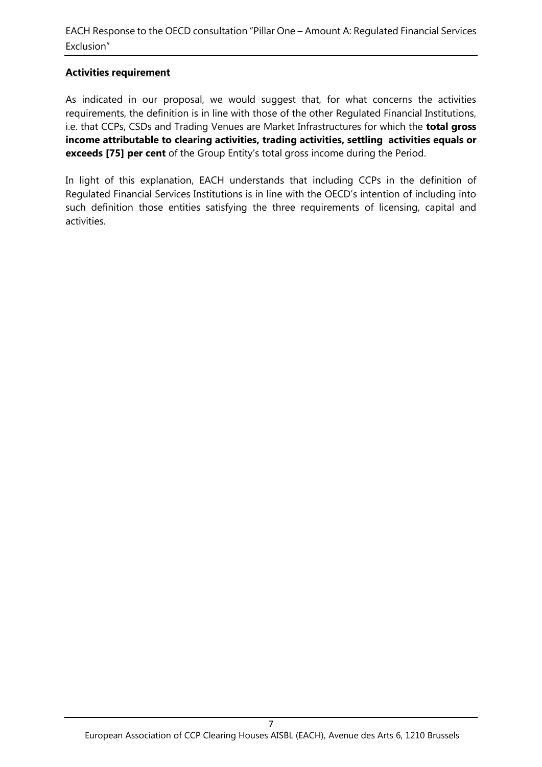**Activities requirement**

As indicated in our proposal, we would suggest that, for what concerns the activities requirements, the definition is in line with those of the other Regulated Financial Institutions, i.e. that CCPs, CSDs and Trading Venues are Market Infrastructures for which the **total gross income attributable to clearing activities, trading activities, settling activities equals or exceeds [75] per cent** of the Group Entity's total gross income during the Period.

In light of this explanation, EACH understands that including CCPs in the definition of Regulated Financial Services Institutions is in line with the OECD's intention of including into such definition those entities satisfying the three requirements of licensing, capital and activities.